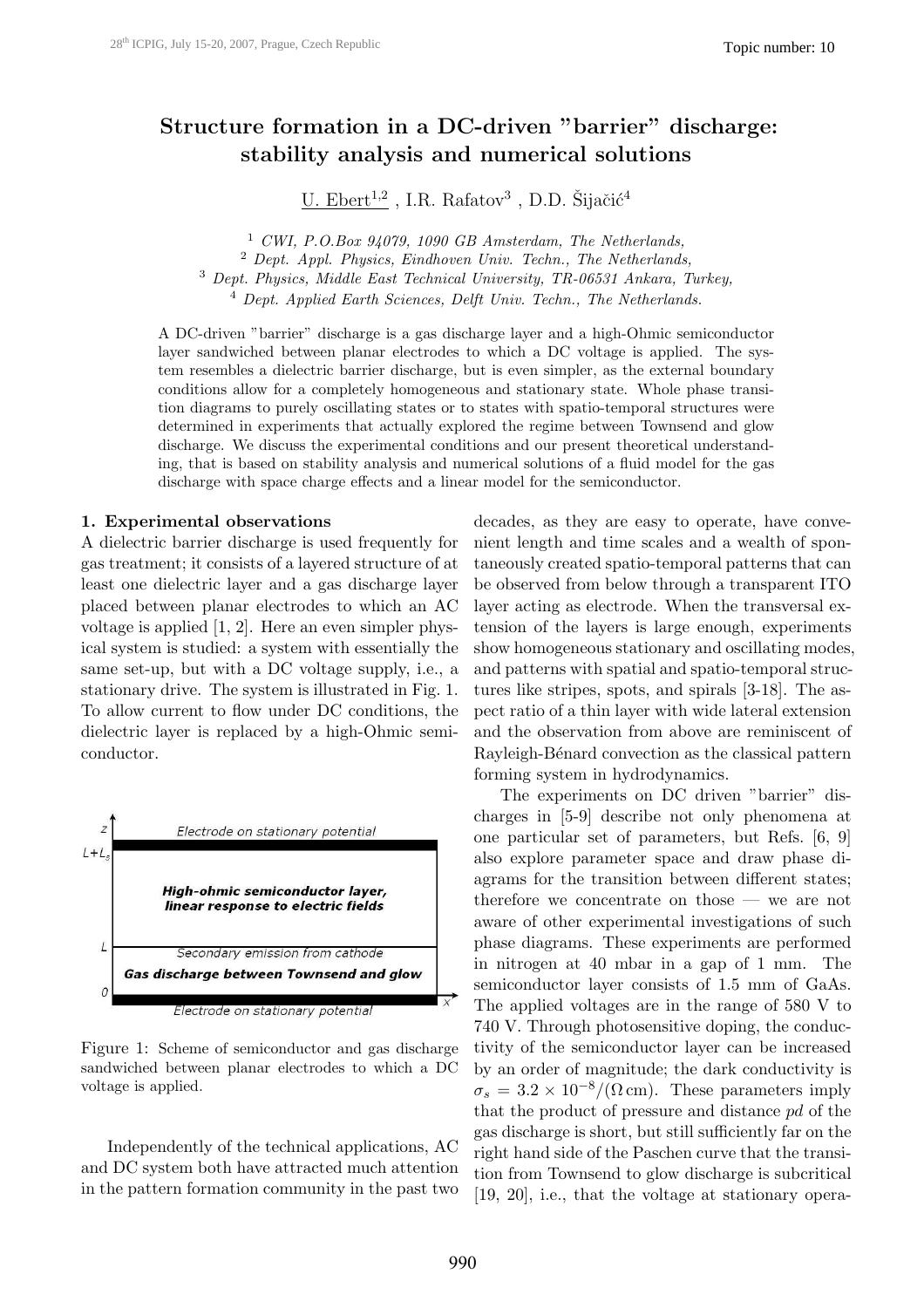# Structure formation in a DC-driven "barrier" discharge: stability analysis and numerical solutions

U. Ebert[1,2] , I.R. Rafatov[3] , D.D. Šijačić[4]

[1] *CWI, P.O.Box 94079, 1090 GB Amsterdam, The Netherlands,*
[2] *Dept. Appl. Physics, Eindhoven Univ. Techn., The Netherlands,*
[3] *Dept. Physics, Middle East Technical University, TR-06531 Ankara, Turkey,*
[4] *Dept. Applied Earth Sciences, Delft Univ. Techn., The Netherlands.*

A DC-driven "barrier" discharge is a gas discharge layer and a high-Ohmic semiconductor layer sandwiched between planar electrodes to which a DC voltage is applied. The system resembles a dielectric barrier discharge, but is even simpler, as the external boundary conditions allow for a completely homogeneous and stationary state. Whole phase transition diagrams to purely oscillating states or to states with spatio-temporal structures were determined in experiments that actually explored the regime between Townsend and glow discharge. We discuss the experimental conditions and our present theoretical understanding, that is based on stability analysis and numerical solutions of a fluid model for the gas discharge with space charge effects and a linear model for the semiconductor.

## 1. Experimental observations

A dielectric barrier discharge is used frequently for gas treatment; it consists of a layered structure of at least one dielectric layer and a gas discharge layer placed between planar electrodes to which an AC voltage is applied [1, 2]. Here an even simpler physical system is studied: a system with essentially the same set-up, but with a DC voltage supply, i.e., a stationary drive. The system is illustrated in Fig. 1. To allow current to flow under DC conditions, the dielectric layer is replaced by a high-Ohmic semiconductor.

Figure 1: Scheme of semiconductor and gas discharge sandwiched between planar electrodes to which a DC voltage is applied.

Independently of the technical applications, AC and DC system both have attracted much attention in the pattern formation community in the past two decades, as they are easy to operate, have convenient length and time scales and a wealth of spontaneously created spatio-temporal patterns that can be observed from below through a transparent ITO layer acting as electrode. When the transversal extension of the layers is large enough, experiments show homogeneous stationary and oscillating modes, and patterns with spatial and spatio-temporal structures like stripes, spots, and spirals [3-18]. The aspect ratio of a thin layer with wide lateral extension and the observation from above are reminiscent of Rayleigh-Bénard convection as the classical pattern forming system in hydrodynamics.

The experiments on DC driven "barrier" discharges in [5-9] describe not only phenomena at one particular set of parameters, but Refs. [6, 9] also explore parameter space and draw phase diagrams for the transition between different states; therefore we concentrate on those — we are not aware of other experimental investigations of such phase diagrams. These experiments are performed in nitrogen at 40 mbar in a gap of 1 mm. The semiconductor layer consists of 1.5 mm of GaAs. The applied voltages are in the range of 580 V to 740 V. Through photosensitive doping, the conductivity of the semiconductor layer can be increased by an order of magnitude; the dark conductivity is $\sigma_s = 3.2 \times 10^{-8}/(\Omega\,\mathrm{cm})$. These parameters imply that the product of pressure and distance $pd$ of the gas discharge is short, but still sufficiently far on the right hand side of the Paschen curve that the transition from Townsend to glow discharge is subcritical [19, 20], i.e., that the voltage at stationary opera-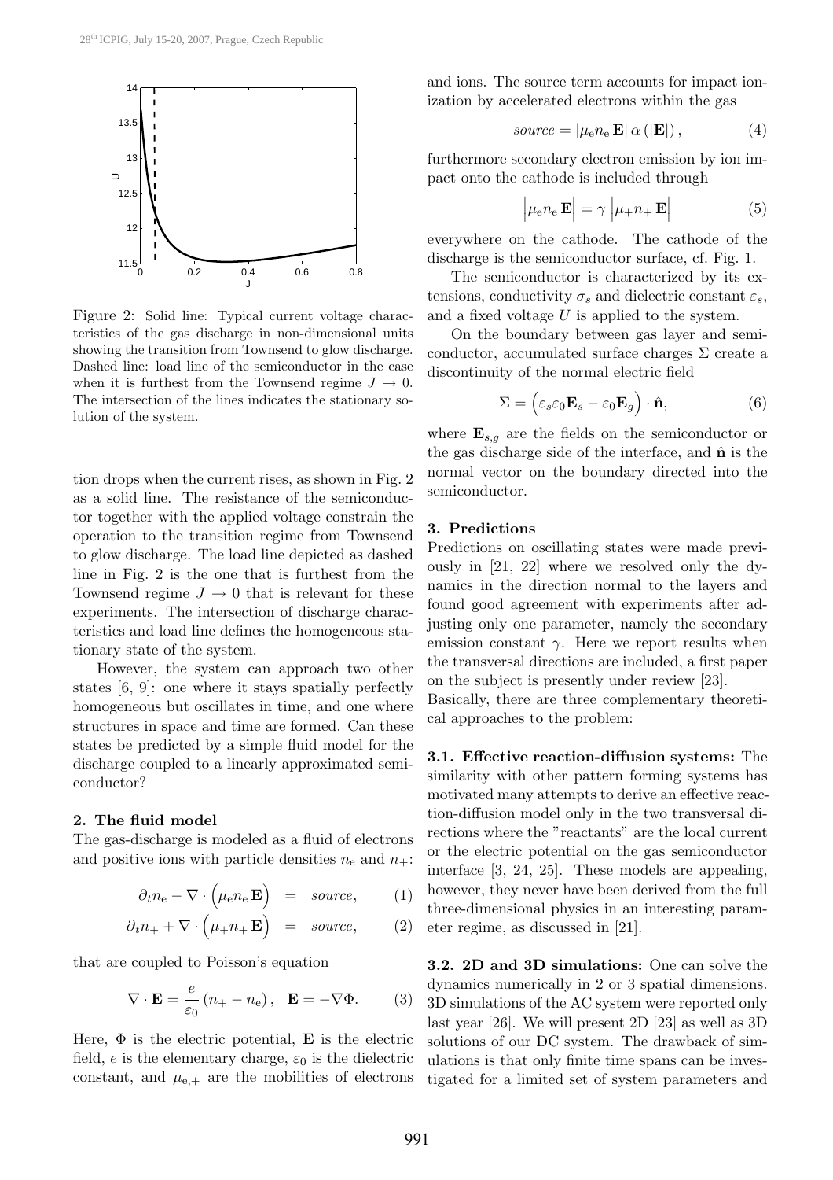Figure 2: Solid line: Typical current voltage characteristics of the gas discharge in non-dimensional units showing the transition from Townsend to glow discharge. Dashed line: load line of the semiconductor in the case when it is furthest from the Townsend regime $J \to 0$. The intersection of the lines indicates the stationary solution of the system.

tion drops when the current rises, as shown in Fig. 2 as a solid line. The resistance of the semiconductor together with the applied voltage constrain the operation to the transition regime from Townsend to glow discharge. The load line depicted as dashed line in Fig. 2 is the one that is furthest from the Townsend regime $J \to 0$ that is relevant for these experiments. The intersection of discharge characteristics and load line defines the homogeneous stationary state of the system.

However, the system can approach two other states [6, 9]: one where it stays spatially perfectly homogeneous but oscillates in time, and one where structures in space and time are formed. Can these states be predicted by a simple fluid model for the discharge coupled to a linearly approximated semiconductor?

### 2. The fluid model

The gas-discharge is modeled as a fluid of electrons and positive ions with particle densities $n_\mathrm{e}$ and $n_+$:

$$\partial_t n_\mathrm{e} - \nabla \cdot \left( \mu_\mathrm{e} n_\mathrm{e} \mathbf{E} \right) = source, \quad (1)$$

$$\partial_t n_+ + \nabla \cdot \left( \mu_+ n_+ \mathbf{E} \right) = source, \quad (2)$$

that are coupled to Poisson's equation

$$\nabla \cdot \mathbf{E} = \frac{e}{\varepsilon_0} \left( n_+ - n_\mathrm{e} \right), \quad \mathbf{E} = -\nabla \Phi. \quad (3)$$

Here, $\Phi$ is the electric potential, $\mathbf{E}$ is the electric field, $e$ is the elementary charge, $\varepsilon_0$ is the dielectric constant, and $\mu_{\mathrm{e},+}$ are the mobilities of electrons and ions. The source term accounts for impact ionization by accelerated electrons within the gas

$$source = \left| \mu_\mathrm{e} n_\mathrm{e} \mathbf{E} \right| \alpha \left( |\mathbf{E}| \right), \quad (4)$$

furthermore secondary electron emission by ion impact onto the cathode is included through

$$\left| \mu_\mathrm{e} n_\mathrm{e} \mathbf{E} \right| = \gamma \left| \mu_+ n_+ \mathbf{E} \right| \quad (5)$$

everywhere on the cathode. The cathode of the discharge is the semiconductor surface, cf. Fig. 1.

The semiconductor is characterized by its extensions, conductivity $\sigma_s$ and dielectric constant $\varepsilon_s$, and a fixed voltage $U$ is applied to the system.

On the boundary between gas layer and semiconductor, accumulated surface charges $\Sigma$ create a discontinuity of the normal electric field

$$\Sigma = \left( \varepsilon_s \varepsilon_0 \mathbf{E}_s - \varepsilon_0 \mathbf{E}_g \right) \cdot \hat{\mathbf{n}}, \quad (6)$$

where $\mathbf{E}_{s,g}$ are the fields on the semiconductor or the gas discharge side of the interface, and $\hat{\mathbf{n}}$ is the normal vector on the boundary directed into the semiconductor.

### 3. Predictions

Predictions on oscillating states were made previously in [21, 22] where we resolved only the dynamics in the direction normal to the layers and found good agreement with experiments after adjusting only one parameter, namely the secondary emission constant $\gamma$. Here we report results when the transversal directions are included, a first paper on the subject is presently under review [23].

Basically, there are three complementary theoretical approaches to the problem:

**3.1. Effective reaction-diffusion systems:** The similarity with other pattern forming systems has motivated many attempts to derive an effective reaction-diffusion model only in the two transversal directions where the "reactants" are the local current or the electric potential on the gas semiconductor interface [3, 24, 25]. These models are appealing, however, they never have been derived from the full three-dimensional physics in an interesting parameter regime, as discussed in [21].

**3.2. 2D and 3D simulations:** One can solve the dynamics numerically in 2 or 3 spatial dimensions. 3D simulations of the AC system were reported only last year [26]. We will present 2D [23] as well as 3D solutions of our DC system. The drawback of simulations is that only finite time spans can be investigated for a limited set of system parameters and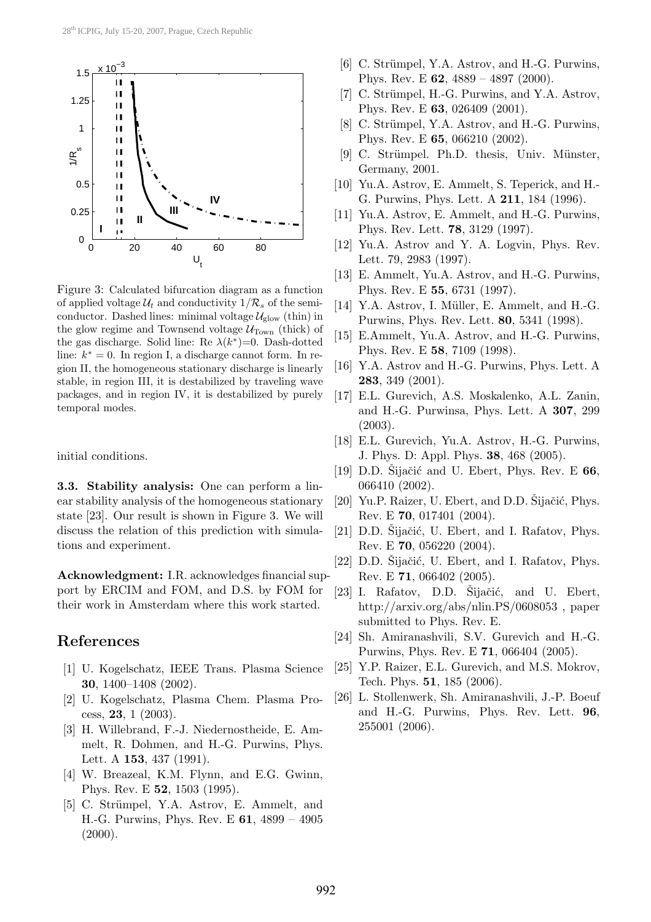1.5 x 10$^{-3}$

1.25

1

0.5

0.25

0

1/R$_s$

0 20 40 60 80

U$_t$

I

II

III

IV

Figure 3: Calculated bifurcation diagram as a function of applied voltage $\mathcal{U}_t$ and conductivity $1/\mathcal{R}_s$ of the semiconductor. Dashed lines: minimal voltage $\mathcal{U}_{\text{glow}}$ (thin) in the glow regime and Townsend voltage $\mathcal{U}_{\text{Town}}$ (thick) of the gas discharge. Solid line: Re $\lambda(k^*)=0$. Dash-dotted line: $k^* = 0$. In region I, a discharge cannot form. In region II, the homogeneous stationary discharge is linearly stable, in region III, it is destabilized by traveling wave packages, and in region IV, it is destabilized by purely temporal modes.

initial conditions.

**3.3. Stability analysis:** One can perform a linear stability analysis of the homogeneous stationary state [23]. Our result is shown in Figure 3. We will discuss the relation of this prediction with simulations and experiment.

**Acknowledgment:** I.R. acknowledges financial support by ERCIM and FOM, and D.S. by FOM for their work in Amsterdam where this work started.

## References

[1] U. Kogelschatz, IEEE Trans. Plasma Science **30**, 1400–1408 (2002).

[2] U. Kogelschatz, Plasma Chem. Plasma Process, **23**, 1 (2003).

[3] H. Willebrand, F.-J. Niedernostheide, E. Ammelt, R. Dohmen, and H.-G. Purwins, Phys. Lett. A **153**, 437 (1991).

[4] W. Breazeal, K.M. Flynn, and E.G. Gwinn, Phys. Rev. E **52**, 1503 (1995).

[5] C. Strümpel, Y.A. Astrov, E. Ammelt, and H.-G. Purwins, Phys. Rev. E **61**, 4899 – 4905 (2000).

[6] C. Strümpel, Y.A. Astrov, and H.-G. Purwins, Phys. Rev. E **62**, 4889 – 4897 (2000).

[7] C. Strümpel, H.-G. Purwins, and Y.A. Astrov, Phys. Rev. E **63**, 026409 (2001).

[8] C. Strümpel, Y.A. Astrov, and H.-G. Purwins, Phys. Rev. E **65**, 066210 (2002).

[9] C. Strümpel. Ph.D. thesis, Univ. Münster, Germany, 2001.

[10] Yu.A. Astrov, E. Ammelt, S. Teperick, and H.-G. Purwins, Phys. Lett. A **211**, 184 (1996).

[11] Yu.A. Astrov, E. Ammelt, and H.-G. Purwins, Phys. Rev. Lett. **78**, 3129 (1997).

[12] Yu.A. Astrov and Y. A. Logvin, Phys. Rev. Lett. 79, 2983 (1997).

[13] E. Ammelt, Yu.A. Astrov, and H.-G. Purwins, Phys. Rev. E **55**, 6731 (1997).

[14] Y.A. Astrov, I. Müller, E. Ammelt, and H.-G. Purwins, Phys. Rev. Lett. **80**, 5341 (1998).

[15] E.Ammelt, Yu.A. Astrov, and H.-G. Purwins, Phys. Rev. E **58**, 7109 (1998).

[16] Y.A. Astrov and H.-G. Purwins, Phys. Lett. A **283**, 349 (2001).

[17] E.L. Gurevich, A.S. Moskalenko, A.L. Zanin, and H.-G. Purwinsa, Phys. Lett. A **307**, 299 (2003).

[18] E.L. Gurevich, Yu.A. Astrov, H.-G. Purwins, J. Phys. D: Appl. Phys. **38**, 468 (2005).

[19] D.D. Šijačić and U. Ebert, Phys. Rev. E **66**, 066410 (2002).

[20] Yu.P. Raizer, U. Ebert, and D.D. Šijačić, Phys. Rev. E **70**, 017401 (2004).

[21] D.D. Šijačić, U. Ebert, and I. Rafatov, Phys. Rev. E **70**, 056220 (2004).

[22] D.D. Šijačić, U. Ebert, and I. Rafatov, Phys. Rev. E **71**, 066402 (2005).

[23] I. Rafatov, D.D. Šijačić, and U. Ebert, http://arxiv.org/abs/nlin.PS/0608053 , paper submitted to Phys. Rev. E.

[24] Sh. Amiranashvili, S.V. Gurevich and H.-G. Purwins, Phys. Rev. E **71**, 066404 (2005).

[25] Y.P. Raizer, E.L. Gurevich, and M.S. Mokrov, Tech. Phys. **51**, 185 (2006).

[26] L. Stollenwerk, Sh. Amiranashvili, J.-P. Boeuf and H.-G. Purwins, Phys. Rev. Lett. **96**, 255001 (2006).